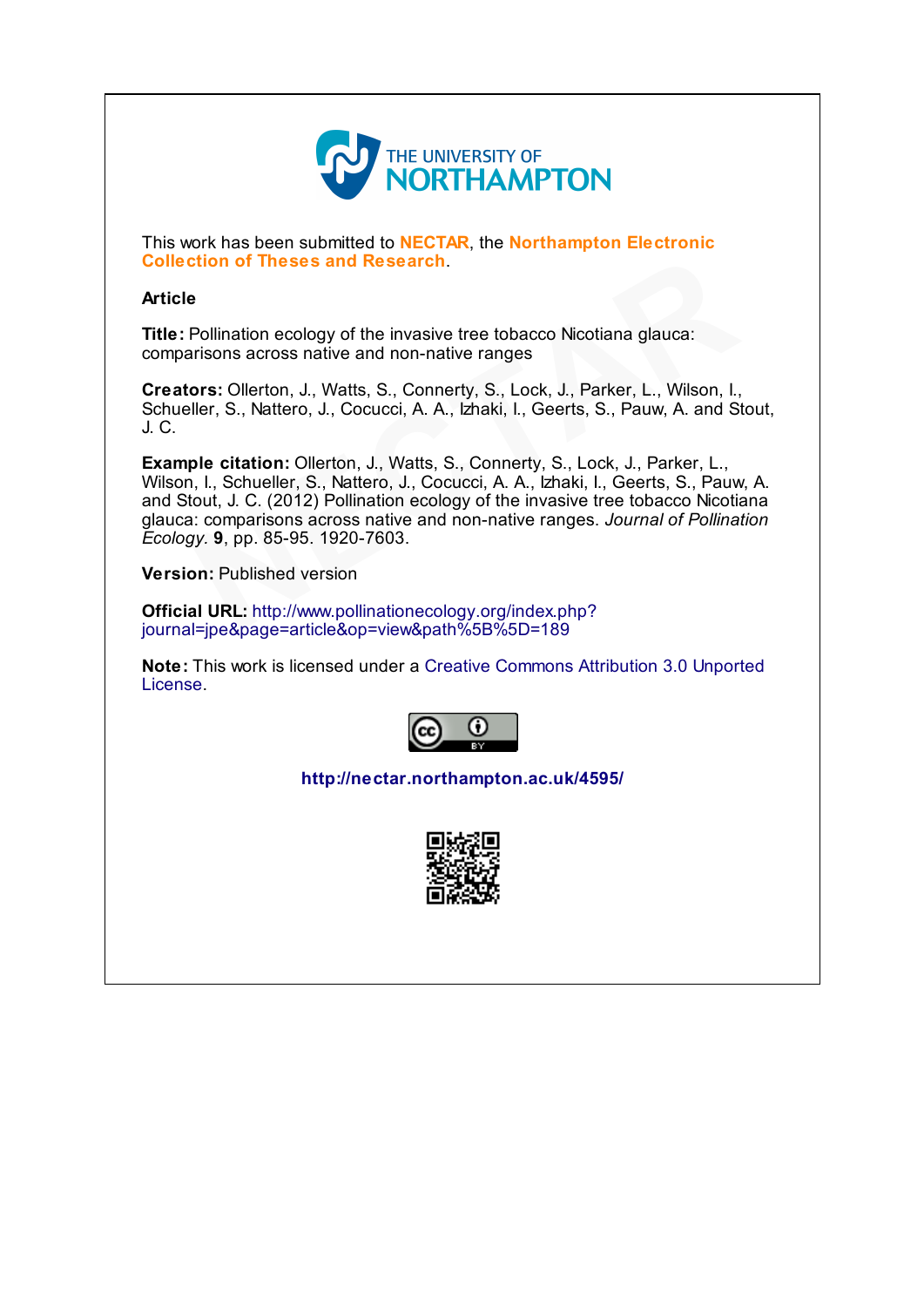THE UNIVERSITY OF NORTHAMPTON

This work has been submitted to **NECTAR**, the **Northampton Electronic Collection of Theses and Research**.

**Article**

**Title:** Pollination ecology of the invasive tree tobacco Nicotiana glauca: comparisons across native and non-native ranges

**Creators:** Ollerton, J., Watts, S., Connerty, S., Lock, J., Parker, L., Wilson, I., Schueller, S., Nattero, J., Cocucci, A. A., Izhaki, I., Geerts, S., Pauw, A. and Stout, J. C.

**Example citation:** Ollerton, J., Watts, S., Connerty, S., Lock, J., Parker, L., Wilson, I., Schueller, S., Nattero, J., Cocucci, A. A., Izhaki, I., Geerts, S., Pauw, A. and Stout, J. C. (2012) Pollination ecology of the invasive tree tobacco Nicotiana glauca: comparisons across native and non-native ranges. *Journal of Pollination Ecology.* **9**, pp. 85-95. 1920-7603.

**Version:** Published version

**Official URL:** http://www.pollinationecology.org/index.php?journal=jpe&page=article&op=view&path%5B%5D=189

**Note:** This work is licensed under a Creative Commons Attribution 3.0 Unported License.

**http://nectar.northampton.ac.uk/4595/**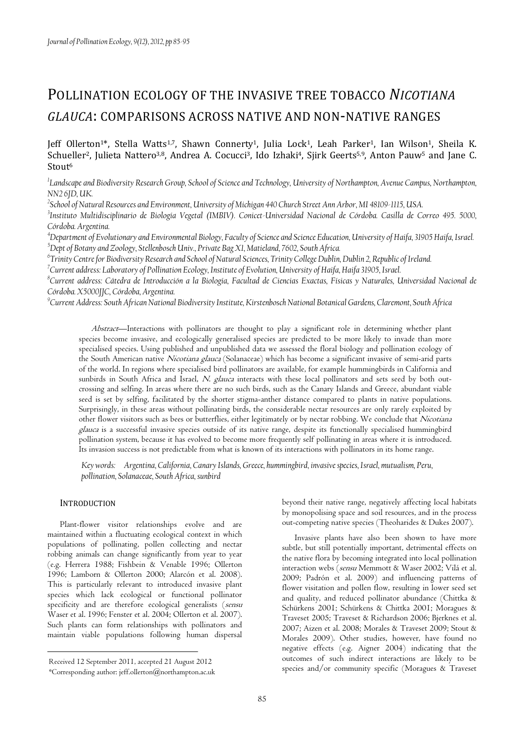# POLLINATION ECOLOGY OF THE INVASIVE TREE TOBACCO *NICOTIANA GLAUCA*: COMPARISONS ACROSS NATIVE AND NON-NATIVE RANGES

Jeff Ollerton[1]*, Stella Watts[1,7], Shawn Connerty[1], Julia Lock[1], Leah Parker[1], Ian Wilson[1], Sheila K. Schueller[2], Julieta Nattero[3,8], Andrea A. Cocucci[3], Ido Izhaki[4], Sjirk Geerts[5,9], Anton Pauw[5] and Jane C. Stout[6]

[1]*Landscape and Biodiversity Research Group, School of Science and Technology, University of Northampton, Avenue Campus, Northampton, NN2 6JD, UK.*

[2]*School of Natural Resources and Environment, University of Michigan 440 Church Street Ann Arbor, MI 48109-1115, USA.*

[3]*Instituto Multidisciplinario de Biología Vegetal (IMBIV). Conicet-Universidad Nacional de Córdoba. Casilla de Correo 495. 5000, Córdoba. Argentina.*

[4]*Department of Evolutionary and Environmental Biology, Faculty of Science and Science Education, University of Haifa, 31905 Haifa, Israel.*

[5]*Dept of Botany and Zoology, Stellenbosch Univ., Private Bag X1, Matieland, 7602, South Africa.*

[6]*Trinity Centre for Biodiversity Research and School of Natural Sciences, Trinity College Dublin, Dublin 2, Republic of Ireland.*

[7]*Current address: Laboratory of Pollination Ecology, Institute of Evolution, University of Haifa, Haifa 31905, Israel.*

[8]*Current address: Cátedra de Introducción a la Biología, Facultad de Ciencias Exactas, Físicas y Naturales, Universidad Nacional de Córdoba. X5000JJC, Córdoba, Argentina.*

[9]*Current Address: South African National Biodiversity Institute, Kirstenbosch National Botanical Gardens, Claremont, South Africa*

*Abstract*—Interactions with pollinators are thought to play a significant role in determining whether plant species become invasive, and ecologically generalised species are predicted to be more likely to invade than more specialised species. Using published and unpublished data we assessed the floral biology and pollination ecology of the South American native *Nicotiana glauca* (Solanaceae) which has become a significant invasive of semi-arid parts of the world. In regions where specialised bird pollinators are available, for example hummingbirds in California and sunbirds in South Africa and Israel, *N. glauca* interacts with these local pollinators and sets seed by both out-crossing and selfing. In areas where there are no such birds, such as the Canary Islands and Greece, abundant viable seed is set by selfing, facilitated by the shorter stigma-anther distance compared to plants in native populations. Surprisingly, in these areas without pollinating birds, the considerable nectar resources are only rarely exploited by other flower visitors such as bees or butterflies, either legitimately or by nectar robbing. We conclude that *Nicotiana glauca* is a successful invasive species outside of its native range, despite its functionally specialised hummingbird pollination system, because it has evolved to become more frequently self pollinating in areas where it is introduced. Its invasion success is not predictable from what is known of its interactions with pollinators in its home range.

*Key words: Argentina, California, Canary Islands, Greece, hummingbird, invasive species, Israel, mutualism, Peru, pollination, Solanaceae, South Africa, sunbird*

## INTRODUCTION

Plant-flower visitor relationships evolve and are maintained within a fluctuating ecological context in which populations of pollinating, pollen collecting and nectar robbing animals can change significantly from year to year (e.g. Herrera 1988; Fishbein & Venable 1996; Ollerton 1996; Lamborn & Ollerton 2000; Alarcón et al. 2008). This is particularly relevant to introduced invasive plant species which lack ecological or functional pollinator specificity and are therefore ecological generalists (*sensu* Waser et al. 1996; Fenster et al. 2004; Ollerton et al. 2007). Such plants can form relationships with pollinators and maintain viable populations following human dispersal beyond their native range, negatively affecting local habitats by monopolising space and soil resources, and in the process out-competing native species (Theoharides & Dukes 2007).

Invasive plants have also been shown to have more subtle, but still potentially important, detrimental effects on the native flora by becoming integrated into local pollination interaction webs (*sensu* Memmott & Waser 2002; Vilá et al. 2009; Padrón et al. 2009) and influencing patterns of flower visitation and pollen flow, resulting in lower seed set and quality, and reduced pollinator abundance (Chittka & Schürkens 2001; Schürkens & Chittka 2001; Moragues & Traveset 2005; Traveset & Richardson 2006; Bjerknes et al. 2007; Aizen et al. 2008; Morales & Traveset 2009; Stout & Morales 2009). Other studies, however, have found no negative effects (e.g. Aigner 2004) indicating that the outcomes of such indirect interactions are likely to be species and/or community specific (Moragues & Traveset

Received 12 September 2011, accepted 21 August 2012

*Corresponding author: jeff.ollerton@northampton.ac.uk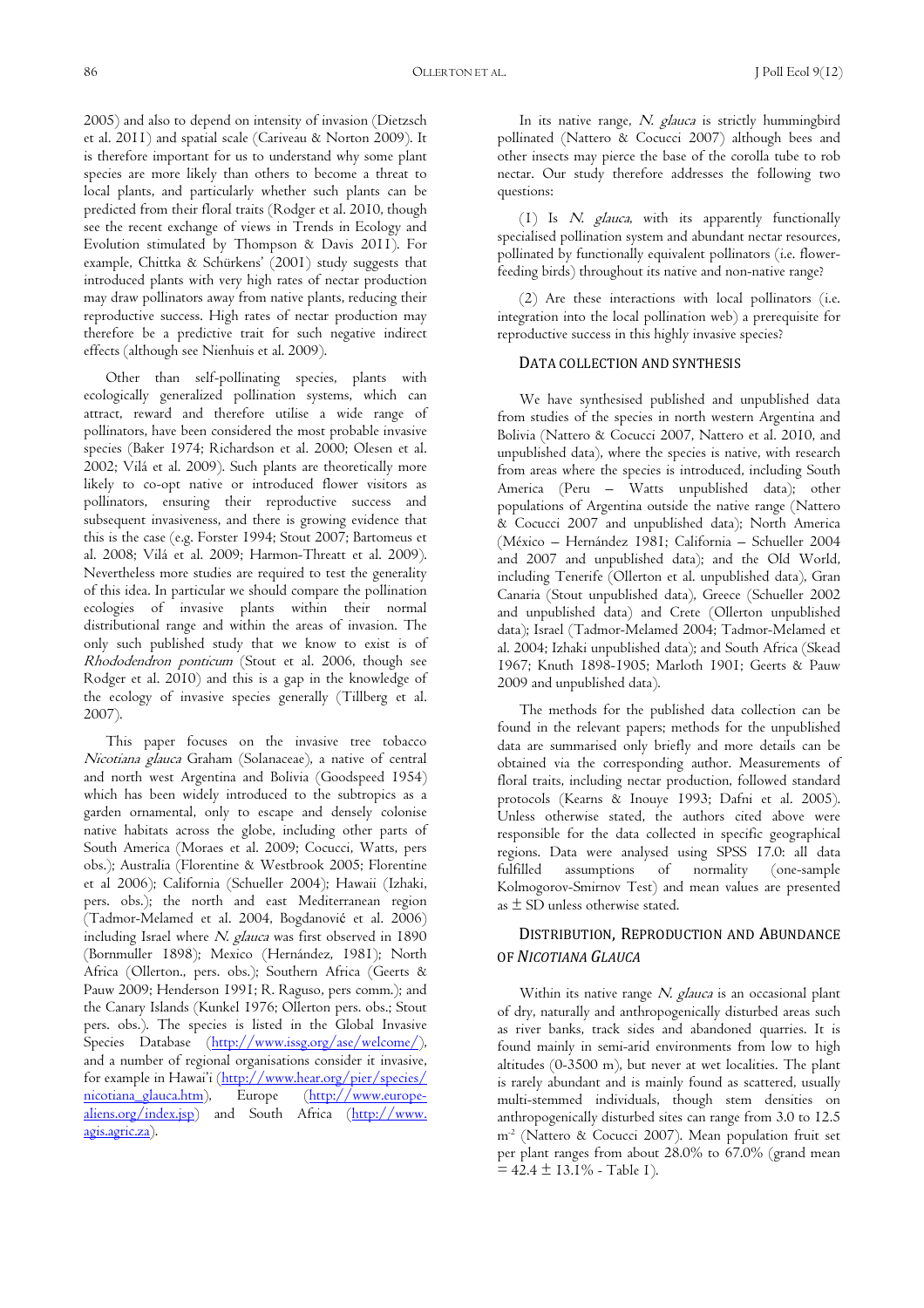2005) and also to depend on intensity of invasion (Dietzsch et al. 2011) and spatial scale (Cariveau & Norton 2009). It is therefore important for us to understand why some plant species are more likely than others to become a threat to local plants, and particularly whether such plants can be predicted from their floral traits (Rodger et al. 2010, though see the recent exchange of views in Trends in Ecology and Evolution stimulated by Thompson & Davis 2011). For example, Chittka & Schürkens' (2001) study suggests that introduced plants with very high rates of nectar production may draw pollinators away from native plants, reducing their reproductive success. High rates of nectar production may therefore be a predictive trait for such negative indirect effects (although see Nienhuis et al. 2009).

Other than self-pollinating species, plants with ecologically generalized pollination systems, which can attract, reward and therefore utilise a wide range of pollinators, have been considered the most probable invasive species (Baker 1974; Richardson et al. 2000; Olesen et al. 2002; Vilá et al. 2009). Such plants are theoretically more likely to co-opt native or introduced flower visitors as pollinators, ensuring their reproductive success and subsequent invasiveness, and there is growing evidence that this is the case (e.g. Forster 1994; Stout 2007; Bartomeus et al. 2008; Vilá et al. 2009; Harmon-Threatt et al. 2009). Nevertheless more studies are required to test the generality of this idea. In particular we should compare the pollination ecologies of invasive plants within their normal distributional range and within the areas of invasion. The only such published study that we know to exist is of *Rhododendron ponticum* (Stout et al. 2006, though see Rodger et al. 2010) and this is a gap in the knowledge of the ecology of invasive species generally (Tillberg et al. 2007).

This paper focuses on the invasive tree tobacco *Nicotiana glauca* Graham (Solanaceae), a native of central and north west Argentina and Bolivia (Goodspeed 1954) which has been widely introduced to the subtropics as a garden ornamental, only to escape and densely colonise native habitats across the globe, including other parts of South America (Moraes et al. 2009; Cocucci, Watts, pers obs.); Australia (Florentine & Westbrook 2005; Florentine et al 2006); California (Schueller 2004); Hawaii (Izhaki, pers. obs.); the north and east Mediterranean region (Tadmor-Melamed et al. 2004, Bogdanović et al. 2006) including Israel where *N. glauca* was first observed in 1890 (Bornmuller 1898); Mexico (Hernández, 1981); North Africa (Ollerton., pers. obs.); Southern Africa (Geerts & Pauw 2009; Henderson 1991; R. Raguso, pers comm.); and the Canary Islands (Kunkel 1976; Ollerton pers. obs.; Stout pers. obs.). The species is listed in the Global Invasive Species Database (http://www.issg.org/ase/welcome/), and a number of regional organisations consider it invasive, for example in Hawai'i (http://www.hear.org/pier/species/nicotiana_glauca.htm), Europe (http://www.europe-aliens.org/index.jsp) and South Africa (http://www.agis.agric.za).

In its native range, *N. glauca* is strictly hummingbird pollinated (Nattero & Cocucci 2007) although bees and other insects may pierce the base of the corolla tube to rob nectar. Our study therefore addresses the following two questions:

(1) Is *N. glauca*, with its apparently functionally specialised pollination system and abundant nectar resources, pollinated by functionally equivalent pollinators (i.e. flower-feeding birds) throughout its native and non-native range?

(2) Are these interactions with local pollinators (i.e. integration into the local pollination web) a prerequisite for reproductive success in this highly invasive species?

## DATA COLLECTION AND SYNTHESIS

We have synthesised published and unpublished data from studies of the species in north western Argentina and Bolivia (Nattero & Cocucci 2007, Nattero et al. 2010, and unpublished data), where the species is native, with research from areas where the species is introduced, including South America (Peru – Watts unpublished data); other populations of Argentina outside the native range (Nattero & Cocucci 2007 and unpublished data); North America (México – Hernández 1981; California – Schueller 2004 and 2007 and unpublished data); and the Old World, including Tenerife (Ollerton et al. unpublished data), Gran Canaria (Stout unpublished data), Greece (Schueller 2002 and unpublished data) and Crete (Ollerton unpublished data); Israel (Tadmor-Melamed 2004; Tadmor-Melamed et al. 2004; Izhaki unpublished data); and South Africa (Skead 1967; Knuth 1898-1905; Marloth 1901; Geerts & Pauw 2009 and unpublished data).

The methods for the published data collection can be found in the relevant papers; methods for the unpublished data are summarised only briefly and more details can be obtained via the corresponding author. Measurements of floral traits, including nectar production, followed standard protocols (Kearns & Inouye 1993; Dafni et al. 2005). Unless otherwise stated, the authors cited above were responsible for the data collected in specific geographical regions. Data were analysed using SPSS 17.0: all data fulfilled assumptions of normality (one-sample Kolmogorov-Smirnov Test) and mean values are presented as ± SD unless otherwise stated.

## DISTRIBUTION, REPRODUCTION AND ABUNDANCE OF *NICOTIANA GLAUCA*

Within its native range *N. glauca* is an occasional plant of dry, naturally and anthropogenically disturbed areas such as river banks, track sides and abandoned quarries. It is found mainly in semi-arid environments from low to high altitudes (0-3500 m), but never at wet localities. The plant is rarely abundant and is mainly found as scattered, usually multi-stemmed individuals, though stem densities on anthropogenically disturbed sites can range from 3.0 to 12.5 $m^{-2}$ (Nattero & Cocucci 2007). Mean population fruit set per plant ranges from about 28.0% to 67.0% (grand mean = 42.4 ± 13.1% - Table 1).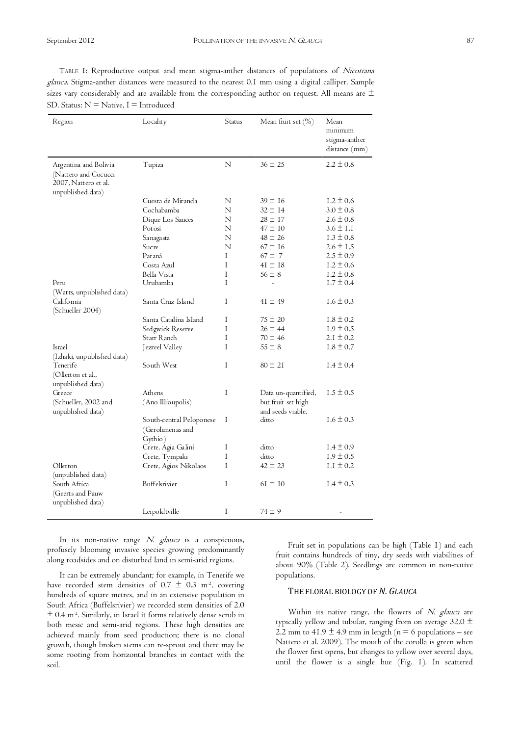TABLE 1: Reproductive output and mean stigma-anther distances of populations of *Nicotiana glauca*. Stigma-anther distances were measured to the nearest 0.1 mm using a digital calliper. Sample sizes vary considerably and are available from the corresponding author on request. All means are ± SD. Status: N = Native, I = Introduced

| Region | Locality | Status | Mean fruit set (%) | Mean minimum stigma-anther distance (mm) |
|---|---|---|---|---|
| Argentina and Bolivia (Nattero and Cocucci 2007, Nattero et al. unpublished data) | Tupiza | N | 36 ± 25 | 2.2 ± 0.8 |
| | Cuesta de Miranda | N | 39 ± 16 | 1.2 ± 0.6 |
| | Cochabamba | N | 32 ± 14 | 3.0 ± 0.8 |
| | Dique Los Sauces | N | 28 ± 17 | 2.6 ± 0.8 |
| | Potosí | N | 47 ± 10 | 3.6 ± 1.1 |
| | Sanagasta | N | 48 ± 26 | 1.3 ± 0.8 |
| | Sucre | N | 67 ± 16 | 2.6 ± 1.5 |
| | Paraná | I | 67 ± 7 | 2.5 ± 0.9 |
| | Costa Azul | I | 41 ± 18 | 1.2 ± 0.6 |
| | Bella Vista | I | 56 ± 8 | 1.2 ± 0.8 |
| Peru (Watts, unpublished data) | Urubamba | I | - | 1.7 ± 0.4 |
| California (Schueller 2004) | Santa Cruz Island | I | 41 ± 49 | 1.6 ± 0.3 |
| | Santa Catalina Island | I | 75 ± 20 | 1.8 ± 0.2 |
| | Sedgwick Reserve | I | 26 ± 44 | 1.9 ± 0.5 |
| | Starr Ranch | I | 70 ± 46 | 2.1 ± 0.2 |
| Israel (Izhaki, unpublished data) | Jezreel Valley | I | 55 ± 8 | 1.8 ± 0.7 |
| Tenerife (Ollerton et al., unpublished data) | South West | I | 80 ± 21 | 1.4 ± 0.4 |
| Greece (Schueller, 2002 and unpublished data) | Athens (Ano Illioupolis) | I | Data un-quantified, but fruit set high and seeds viable. | 1.5 ± 0.5 |
| | South-central Peloponese (Gerolimenas and Gythio) | I | ditto | 1.6 ± 0.3 |
| | Crete, Agia Galini | I | ditto | 1.4 ± 0.9 |
| | Crete, Tympaki | I | ditto | 1.9 ± 0.5 |
| Ollerton (unpublished data) | Crete, Agios Nikolaos | I | 42 ± 23 | 1.1 ± 0.2 |
| South Africa (Geerts and Pauw unpublished data) | Buffelsrivier | I | 61 ± 10 | 1.4 ± 0.3 |
| | Leipoldtville | I | 74 ± 9 | - |

In its non-native range *N. glauca* is a conspicuous, profusely blooming invasive species growing predominantly along roadsides and on disturbed land in semi-arid regions.

It can be extremely abundant; for example, in Tenerife we have recorded stem densities of 0.7 ± 0.3 m$^{-2}$, covering hundreds of square metres, and in an extensive population in South Africa (Buffelsrivier) we recorded stem densities of 2.0 ± 0.4 m$^{-2}$. Similarly, in Israel it forms relatively dense scrub in both mesic and semi-arid regions. These high densities are achieved mainly from seed production; there is no clonal growth, though broken stems can re-sprout and there may be some rooting from horizontal branches in contact with the soil.

Fruit set in populations can be high (Table 1) and each fruit contains hundreds of tiny, dry seeds with viabilities of about 90% (Table 2). Seedlings are common in non-native populations.

## THE FLORAL BIOLOGY OF *N. GLAUCA*

Within its native range, the flowers of *N. glauca* are typically yellow and tubular, ranging from on average 32.0 ± 2.2 mm to 41.9 ± 4.9 mm in length (n = 6 populations – see Nattero et al. 2009). The mouth of the corolla is green when the flower first opens, but changes to yellow over several days, until the flower is a single hue (Fig. 1). In scattered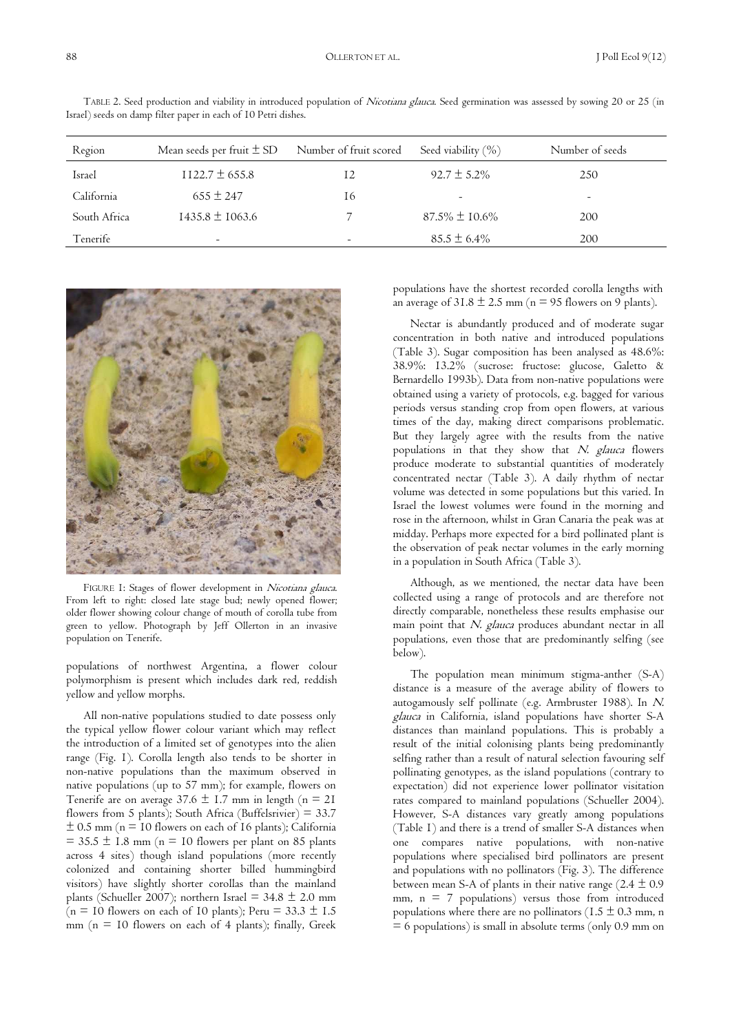TABLE 2. Seed production and viability in introduced population of *Nicotiana glauca*. Seed germination was assessed by sowing 20 or 25 (in Israel) seeds on damp filter paper in each of 10 Petri dishes.

| Region | Mean seeds per fruit ± SD | Number of fruit scored | Seed viability (%) | Number of seeds |
|---|---|---|---|---|
| Israel | 1122.7 ± 655.8 | 12 | 92.7 ± 5.2% | 250 |
| California | 655 ± 247 | 16 | - | - |
| South Africa | 1435.8 ± 1063.6 | 7 | 87.5% ± 10.6% | 200 |
| Tenerife | - | - | 85.5 ± 6.4% | 200 |

FIGURE 1: Stages of flower development in *Nicotiana glauca*. From left to right: closed late stage bud; newly opened flower; older flower showing colour change of mouth of corolla tube from green to yellow. Photograph by Jeff Ollerton in an invasive population on Tenerife.

populations of northwest Argentina, a flower colour polymorphism is present which includes dark red, reddish yellow and yellow morphs.

All non-native populations studied to date possess only the typical yellow flower colour variant which may reflect the introduction of a limited set of genotypes into the alien range (Fig. 1). Corolla length also tends to be shorter in non-native populations than the maximum observed in native populations (up to 57 mm); for example, flowers on Tenerife are on average 37.6 ± 1.7 mm in length (n = 21 flowers from 5 plants); South Africa (Buffelsrivier) = 33.7 ± 0.5 mm (n = 10 flowers on each of 16 plants); California = 35.5 ± 1.8 mm (n = 10 flowers per plant on 85 plants across 4 sites) though island populations (more recently colonized and containing shorter billed hummingbird visitors) have slightly shorter corollas than the mainland plants (Schueller 2007); northern Israel = 34.8 ± 2.0 mm (n = 10 flowers on each of 10 plants); Peru = 33.3 ± 1.5 mm (n = 10 flowers on each of 4 plants); finally, Greek populations have the shortest recorded corolla lengths with an average of 31.8 ± 2.5 mm (n = 95 flowers on 9 plants).

Nectar is abundantly produced and of moderate sugar concentration in both native and introduced populations (Table 3). Sugar composition has been analysed as 48.6%: 38.9%: 13.2% (sucrose: fructose: glucose, Galetto & Bernardello 1993b). Data from non-native populations were obtained using a variety of protocols, e.g. bagged for various periods versus standing crop from open flowers, at various times of the day, making direct comparisons problematic. But they largely agree with the results from the native populations in that they show that *N. glauca* flowers produce moderate to substantial quantities of moderately concentrated nectar (Table 3). A daily rhythm of nectar volume was detected in some populations but this varied. In Israel the lowest volumes were found in the morning and rose in the afternoon, whilst in Gran Canaria the peak was at midday. Perhaps more expected for a bird pollinated plant is the observation of peak nectar volumes in the early morning in a population in South Africa (Table 3).

Although, as we mentioned, the nectar data have been collected using a range of protocols and are therefore not directly comparable, nonetheless these results emphasise our main point that *N. glauca* produces abundant nectar in all populations, even those that are predominantly selfing (see below).

The population mean minimum stigma-anther (S-A) distance is a measure of the average ability of flowers to autogamously self pollinate (e.g. Armbruster 1988). In *N. glauca* in California, island populations have shorter S-A distances than mainland populations. This is probably a result of the initial colonising plants being predominantly selfing rather than a result of natural selection favouring self pollinating genotypes, as the island populations (contrary to expectation) did not experience lower pollinator visitation rates compared to mainland populations (Schueller 2004). However, S-A distances vary greatly among populations (Table 1) and there is a trend of smaller S-A distances when one compares native populations, with non-native populations where specialised bird pollinators are present and populations with no pollinators (Fig. 3). The difference between mean S-A of plants in their native range (2.4 ± 0.9 mm, n = 7 populations) versus those from introduced populations where there are no pollinators (1.5 ± 0.3 mm, n = 6 populations) is small in absolute terms (only 0.9 mm on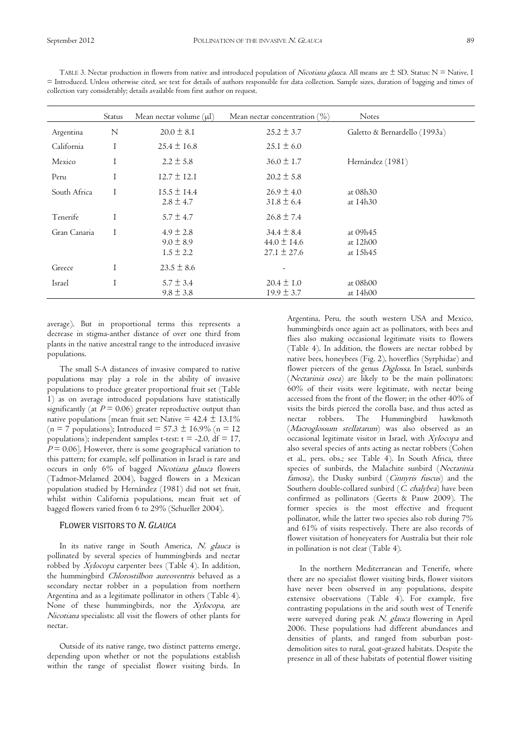TABLE 3. Nectar production in flowers from native and introduced population of *Nicotiana glauca*. All means are ± SD. Status: N = Native, I = Introduced. Unless otherwise cited, see text for details of authors responsible for data collection. Sample sizes, duration of bagging and times of collection vary considerably; details available from first author on request.

| | Status | Mean nectar volume (µl) | Mean nectar concentration (%) | Notes |
|---|---|---|---|---|
| Argentina | N | 20.0 ± 8.1 | 25.2 ± 3.7 | Galetto & Bernardello (1993a) |
| California | I | 25.4 ± 16.8 | 25.1 ± 6.0 | |
| Mexico | I | 2.2 ± 5.8 | 36.0 ± 1.7 | Hernández (1981) |
| Peru | I | 12.7 ± 12.1 | 20.2 ± 5.8 | |
| South Africa | I | 15.5 ± 14.4<br>2.8 ± 4.7 | 26.9 ± 4.0<br>31.8 ± 6.4 | at 08h30<br>at 14h30 |
| Tenerife | I | 5.7 ± 4.7 | 26.8 ± 7.4 | |
| Gran Canaria | I | 4.9 ± 2.8<br>9.0 ± 8.9<br>1.5 ± 2.2 | 34.4 ± 8.4<br>44.0 ± 14.6<br>27.1 ± 27.6 | at 09h45<br>at 12h00<br>at 15h45 |
| Greece | I | 23.5 ± 8.6 | - | |
| Israel | I | 5.7 ± 3.4<br>9.8 ± 3.8 | 20.4 ± 1.0<br>19.9 ± 3.7 | at 08h00<br>at 14h00 |

average). But in proportional terms this represents a decrease in stigma-anther distance of over one third from plants in the native ancestral range to the introduced invasive populations.

The small S-A distances of invasive compared to native populations may play a role in the ability of invasive populations to produce greater proportional fruit set (Table 1) as on average introduced populations have statistically significantly (at $P = 0.06$) greater reproductive output than native populations [mean fruit set: Native = 42.4 ± 13.1% (n = 7 populations); Introduced = 57.3 ± 16.9% (n = 12 populations); independent samples t-test: $t = -2.0$, $df = 17$, $P = 0.06$]. However, there is some geographical variation to this pattern; for example, self pollination in Israel is rare and occurs in only 6% of bagged *Nicotiana glauca* flowers (Tadmor-Melamed 2004), bagged flowers in a Mexican population studied by Hernández (1981) did not set fruit, whilst within California populations, mean fruit set of bagged flowers varied from 6 to 29% (Schueller 2004).

## FLOWER VISITORS TO *N. GLAUCA*

In its native range in South America, *N. glauca* is pollinated by several species of hummingbirds and nectar robbed by *Xylocopa* carpenter bees (Table 4). In addition, the hummingbird *Chlorostilbon aureoventris* behaved as a secondary nectar robber in a population from northern Argentina and as a legitimate pollinator in others (Table 4). None of these hummingbirds, nor the *Xylocopa*, are *Nicotiana* specialists: all visit the flowers of other plants for nectar.

Outside of its native range, two distinct patterns emerge, depending upon whether or not the populations establish within the range of specialist flower visiting birds. In Argentina, Peru, the south western USA and Mexico, hummingbirds once again act as pollinators, with bees and flies also making occasional legitimate visits to flowers (Table 4). In addition, the flowers are nectar robbed by native bees, honeybees (Fig. 2), hoverflies (Syrphidae) and flower piercers of the genus *Diglossa*. In Israel, sunbirds (*Nectarinia osea*) are likely to be the main pollinators: 60% of their visits were legitimate, with nectar being accessed from the front of the flower; in the other 40% of visits the birds pierced the corolla base, and thus acted as nectar robbers. The Hummingbird hawkmoth (*Macroglossum stellatarum*) was also observed as an occasional legitimate visitor in Israel, with *Xylocopa* and also several species of ants acting as nectar robbers (Cohen et al., pers. obs.; see Table 4). In South Africa, three species of sunbirds, the Malachite sunbird (*Nectarinia famosa*), the Dusky sunbird (*Cinnyris fuscus*) and the Southern double-collared sunbird (*C. chalybea*) have been confirmed as pollinators (Geerts & Pauw 2009). The former species is the most effective and frequent pollinator, while the latter two species also rob during 7% and 61% of visits respectively. There are also records of flower visitation of honeyeaters for Australia but their role in pollination is not clear (Table 4).

In the northern Mediterranean and Tenerife, where there are no specialist flower visiting birds, flower visitors have never been observed in any populations, despite extensive observations (Table 4). For example, five contrasting populations in the arid south west of Tenerife were surveyed during peak *N. glauca* flowering in April 2006. These populations had different abundances and densities of plants, and ranged from suburban post-demolition sites to rural, goat-grazed habitats. Despite the presence in all of these habitats of potential flower visiting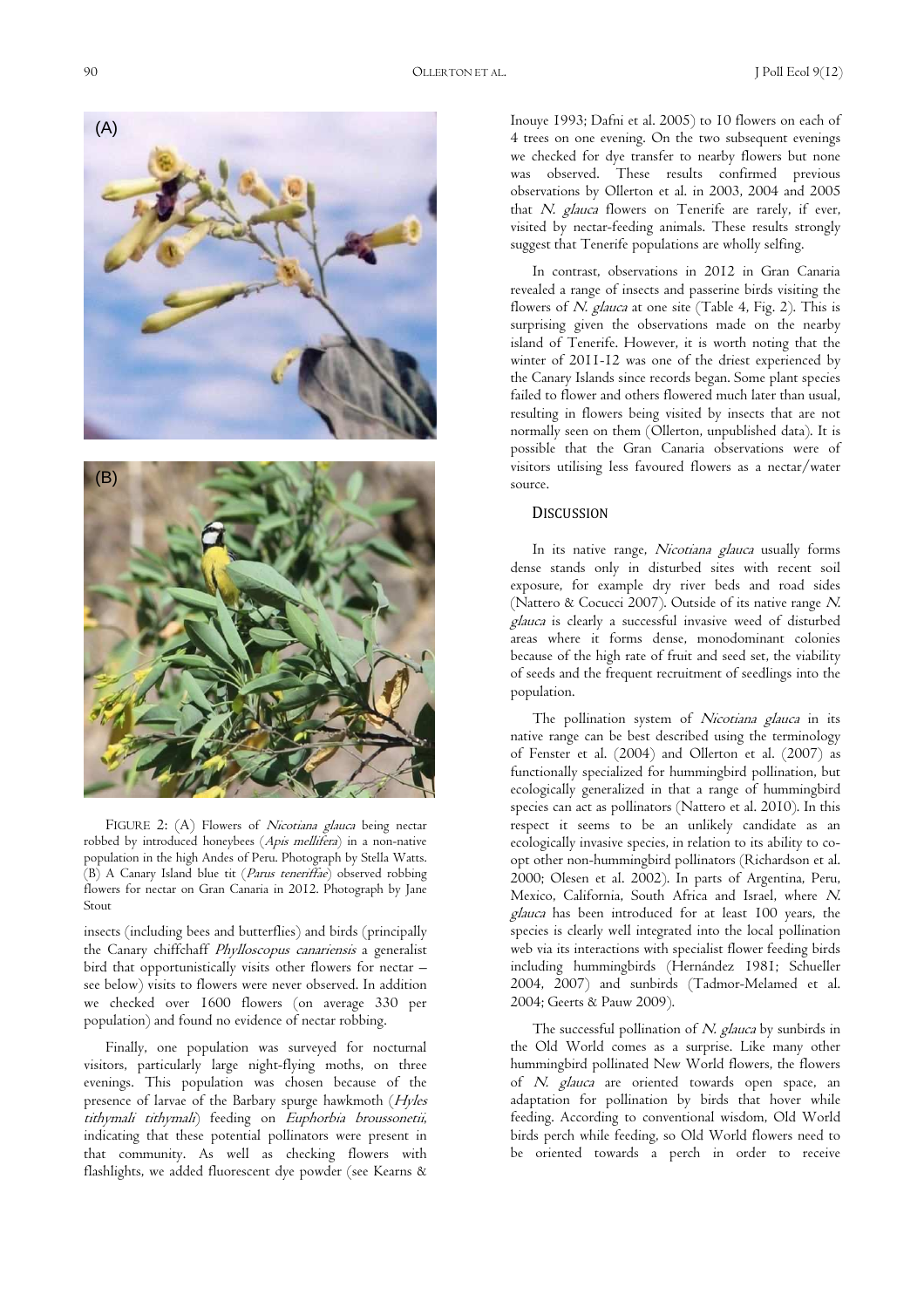FIGURE 2: (A) Flowers of *Nicotiana glauca* being nectar robbed by introduced honeybees (*Apis mellifera*) in a non-native population in the high Andes of Peru. Photograph by Stella Watts. (B) A Canary Island blue tit (*Parus teneriffae*) observed robbing flowers for nectar on Gran Canaria in 2012. Photograph by Jane Stout

insects (including bees and butterflies) and birds (principally the Canary chiffchaff *Phylloscopus canariensis* a generalist bird that opportunistically visits other flowers for nectar – see below) visits to flowers were never observed. In addition we checked over 1600 flowers (on average 330 per population) and found no evidence of nectar robbing.

Finally, one population was surveyed for nocturnal visitors, particularly large night-flying moths, on three evenings. This population was chosen because of the presence of larvae of the Barbary spurge hawkmoth (*Hyles tithymali tithymali*) feeding on *Euphorbia broussonetii*, indicating that these potential pollinators were present in that community. As well as checking flowers with flashlights, we added fluorescent dye powder (see Kearns & Inouye 1993; Dafni et al. 2005) to 10 flowers on each of 4 trees on one evening. On the two subsequent evenings we checked for dye transfer to nearby flowers but none was observed. These results confirmed previous observations by Ollerton et al. in 2003, 2004 and 2005 that *N. glauca* flowers on Tenerife are rarely, if ever, visited by nectar-feeding animals. These results strongly suggest that Tenerife populations are wholly selfing.

In contrast, observations in 2012 in Gran Canaria revealed a range of insects and passerine birds visiting the flowers of *N. glauca* at one site (Table 4, Fig. 2). This is surprising given the observations made on the nearby island of Tenerife. However, it is worth noting that the winter of 2011-12 was one of the driest experienced by the Canary Islands since records began. Some plant species failed to flower and others flowered much later than usual, resulting in flowers being visited by insects that are not normally seen on them (Ollerton, unpublished data). It is possible that the Gran Canaria observations were of visitors utilising less favoured flowers as a nectar/water source.

## DISCUSSION

In its native range, *Nicotiana glauca* usually forms dense stands only in disturbed sites with recent soil exposure, for example dry river beds and road sides (Nattero & Cocucci 2007). Outside of its native range *N. glauca* is clearly a successful invasive weed of disturbed areas where it forms dense, monodominant colonies because of the high rate of fruit and seed set, the viability of seeds and the frequent recruitment of seedlings into the population.

The pollination system of *Nicotiana glauca* in its native range can be best described using the terminology of Fenster et al. (2004) and Ollerton et al. (2007) as functionally specialized for hummingbird pollination, but ecologically generalized in that a range of hummingbird species can act as pollinators (Nattero et al. 2010). In this respect it seems to be an unlikely candidate as an ecologically invasive species, in relation to its ability to co-opt other non-hummingbird pollinators (Richardson et al. 2000; Olesen et al. 2002). In parts of Argentina, Peru, Mexico, California, South Africa and Israel, where *N. glauca* has been introduced for at least 100 years, the species is clearly well integrated into the local pollination web via its interactions with specialist flower feeding birds including hummingbirds (Hernández 1981; Schueller 2004, 2007) and sunbirds (Tadmor-Melamed et al. 2004; Geerts & Pauw 2009).

The successful pollination of *N. glauca* by sunbirds in the Old World comes as a surprise. Like many other hummingbird pollinated New World flowers, the flowers of *N. glauca* are oriented towards open space, an adaptation for pollination by birds that hover while feeding. According to conventional wisdom, Old World birds perch while feeding, so Old World flowers need to be oriented towards a perch in order to receive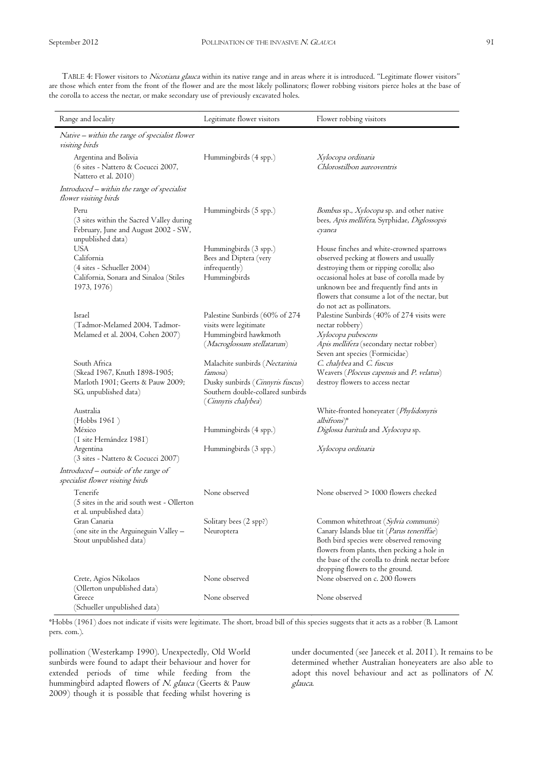TABLE 4: Flower visitors to *Nicotiana glauca* within its native range and in areas where it is introduced. "Legitimate flower visitors" are those which enter from the front of the flower and are the most likely pollinators; flower robbing visitors pierce holes at the base of the corolla to access the nectar, or make secondary use of previously excavated holes.

| Range and locality | Legitimate flower visitors | Flower robbing visitors |
|---|---|---|
| *Native – within the range of specialist flower visiting birds* | | |
| Argentina and Bolivia (6 sites - Nattero & Cocucci 2007, Nattero et al. 2010) | Hummingbirds (4 spp.) | *Xylocopa ordinaria* *Chlorostilbon aureoventris* |
| *Introduced – within the range of specialist flower visiting birds* | | |
| Peru (3 sites within the Sacred Valley during February, June and August 2002 - SW, unpublished data) | Hummingbirds (5 spp.) | *Bombus* sp., *Xylocopa* sp. and other native bees, *Apis mellifera*, Syrphidae, *Diglossopis cyanea* |
| USA California (4 sites - Schueller 2004) | Hummingbirds (3 spp.) Bees and Diptera (very infrequently) | House finches and white-crowned sparrows observed pecking at flowers and usually destroying them or ripping corolla; also occasional holes at base of corolla made by unknown bee and frequently find ants in flowers that consume a lot of the nectar, but do not act as pollinators. |
| California, Sonara and Sinaloa (Stiles 1973, 1976) | Hummingbirds | |
| Israel (Tadmor-Melamed 2004, Tadmor-Melamed et al. 2004, Cohen 2007) | Palestine Sunbirds (60% of 274 visits were legitimate Hummingbird hawkmoth (*Macroglossum stellatarum*) | Palestine Sunbirds (40% of 274 visits were nectar robbery) *Xylocopa pubescens* *Apis mellifera* (secondary nectar robber) Seven ant species (Formicidae) |
| South Africa (Skead 1967, Knuth 1898-1905; Marloth 1901; Geerts & Pauw 2009; SG, unpublished data) | Malachite sunbirds (*Nectarinia famosa*) Dusky sunbirds (*Cinnyris fuscus*) Southern double-collared sunbirds (*Cinnyris chalybea*) | *C. chalybea* and *C. fuscus* Weavers (*Ploceus capensis* and *P. velatus*) destroy flowers to access nectar |
| Australia (Hobbs 1961 ) | | White-fronted honeyeater (*Phylidonyris albifrons*)* |
| México (1 site Hernández 1981) | Hummingbirds (4 spp.) | *Diglossa baritula* and *Xylocopa* sp. |
| Argentina (3 sites - Nattero & Cocucci 2007) | Hummingbirds (3 spp.) | *Xylocopa ordinaria* |
| *Introduced – outside of the range of specialist flower visiting birds* | | |
| Tenerife (5 sites in the arid south west - Ollerton et al. unpublished data) | None observed | None observed > 1000 flowers checked |
| Gran Canaria (one site in the Arguineguin Valley – Stout unpublished data) | Solitary bees (2 spp?) Neuroptera | Common whitethroat (*Sylvia communis*) Canary Islands blue tit (*Parus teneriffae*) Both bird species were observed removing flowers from plants, then pecking a hole in the base of the corolla to drink nectar before dropping flowers to the ground. |
| Crete, Agios Nikolaos (Ollerton unpublished data) | None observed | None observed on c. 200 flowers |
| Greece (Schueller unpublished data) | None observed | None observed |

*Hobbs (1961) does not indicate if visits were legitimate. The short, broad bill of this species suggests that it acts as a robber (B. Lamont pers. com.).

pollination (Westerkamp 1990). Unexpectedly, Old World sunbirds were found to adapt their behaviour and hover for extended periods of time while feeding from the hummingbird adapted flowers of *N. glauca* (Geerts & Pauw 2009) though it is possible that feeding whilst hovering is under documented (see Janecek et al. 2011). It remains to be determined whether Australian honeyeaters are also able to adopt this novel behaviour and act as pollinators of *N. glauca*.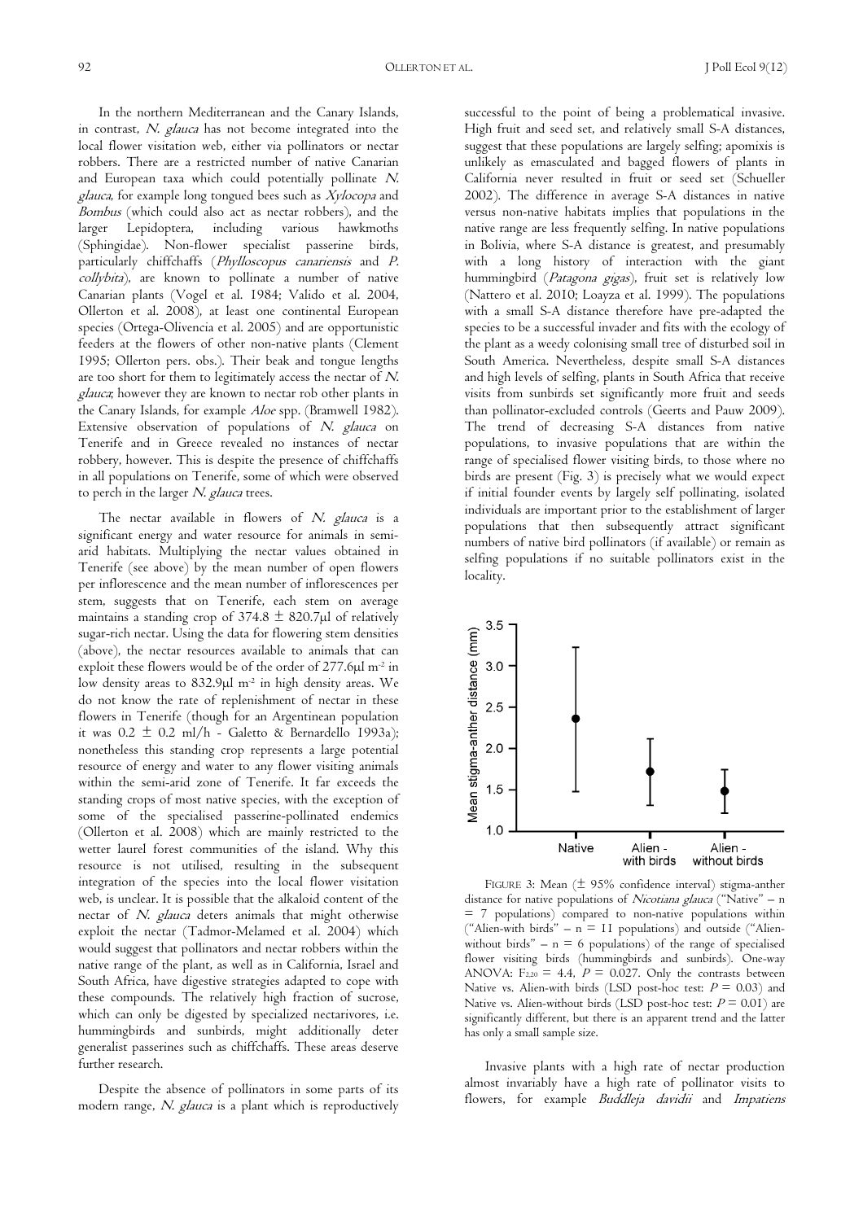In the northern Mediterranean and the Canary Islands, in contrast, *N. glauca* has not become integrated into the local flower visitation web, either via pollinators or nectar robbers. There are a restricted number of native Canarian and European taxa which could potentially pollinate *N. glauca*, for example long tongued bees such as *Xylocopa* and *Bombus* (which could also act as nectar robbers), and the larger Lepidoptera, including various hawkmoths (Sphingidae). Non-flower specialist passerine birds, particularly chiffchaffs (*Phylloscopus canariensis* and *P. collybita*), are known to pollinate a number of native Canarian plants (Vogel et al. 1984; Valido et al. 2004, Ollerton et al. 2008), at least one continental European species (Ortega-Olivencia et al. 2005) and are opportunistic feeders at the flowers of other non-native plants (Clement 1995; Ollerton pers. obs.). Their beak and tongue lengths are too short for them to legitimately access the nectar of *N. glauca*; however they are known to nectar rob other plants in the Canary Islands, for example *Aloe* spp. (Bramwell 1982). Extensive observation of populations of *N. glauca* on Tenerife and in Greece revealed no instances of nectar robbery, however. This is despite the presence of chiffchaffs in all populations on Tenerife, some of which were observed to perch in the larger *N. glauca* trees.

The nectar available in flowers of *N. glauca* is a significant energy and water resource for animals in semi-arid habitats. Multiplying the nectar values obtained in Tenerife (see above) by the mean number of open flowers per inflorescence and the mean number of inflorescences per stem, suggests that on Tenerife, each stem on average maintains a standing crop of $374.8 \pm 820.7$μl of relatively sugar-rich nectar. Using the data for flowering stem densities (above), the nectar resources available to animals that can exploit these flowers would be of the order of 277.6μl $m^{-2}$ in low density areas to 832.9μl $m^{-2}$ in high density areas. We do not know the rate of replenishment of nectar in these flowers in Tenerife (though for an Argentinean population it was $0.2 \pm 0.2$ ml/h - Galetto & Bernardello 1993a); nonetheless this standing crop represents a large potential resource of energy and water to any flower visiting animals within the semi-arid zone of Tenerife. It far exceeds the standing crops of most native species, with the exception of some of the specialised passerine-pollinated endemics (Ollerton et al. 2008) which are mainly restricted to the wetter laurel forest communities of the island. Why this resource is not utilised, resulting in the subsequent integration of the species into the local flower visitation web, is unclear. It is possible that the alkaloid content of the nectar of *N. glauca* deters animals that might otherwise exploit the nectar (Tadmor-Melamed et al. 2004) which would suggest that pollinators and nectar robbers within the native range of the plant, as well as in California, Israel and South Africa, have digestive strategies adapted to cope with these compounds. The relatively high fraction of sucrose, which can only be digested by specialized nectarivores, i.e. hummingbirds and sunbirds, might additionally deter generalist passerines such as chiffchaffs. These areas deserve further research.

Despite the absence of pollinators in some parts of its modern range, *N. glauca* is a plant which is reproductively successful to the point of being a problematical invasive. High fruit and seed set, and relatively small S-A distances, suggest that these populations are largely selfing; apomixis is unlikely as emasculated and bagged flowers of plants in California never resulted in fruit or seed set (Schueller 2002). The difference in average S-A distances in native versus non-native habitats implies that populations in the native range are less frequently selfing. In native populations in Bolivia, where S-A distance is greatest, and presumably with a long history of interaction with the giant hummingbird (*Patagona gigas*), fruit set is relatively low (Nattero et al. 2010; Loayza et al. 1999). The populations with a small S-A distance therefore have pre-adapted the species to be a successful invader and fits with the ecology of the plant as a weedy colonising small tree of disturbed soil in South America. Nevertheless, despite small S-A distances and high levels of selfing, plants in South Africa that receive visits from sunbirds set significantly more fruit and seeds than pollinator-excluded controls (Geerts and Pauw 2009). The trend of decreasing S-A distances from native populations, to invasive populations that are within the range of specialised flower visiting birds, to those where no birds are present (Fig. 3) is precisely what we would expect if initial founder events by largely self pollinating, isolated individuals are important prior to the establishment of larger populations that then subsequently attract significant numbers of native bird pollinators (if available) or remain as selfing populations if no suitable pollinators exist in the locality.

FIGURE 3: Mean ($\pm$ 95% confidence interval) stigma-anther distance for native populations of *Nicotiana glauca* ("Native" – n = 7 populations) compared to non-native populations within ("Alien-with birds" – n = 11 populations) and outside ("Alien-without birds" – n = 6 populations) of the range of specialised flower visiting birds (hummingbirds and sunbirds). One-way ANOVA: $F_{2,20} = 4.4$, $P = 0.027$. Only the contrasts between Native vs. Alien-with birds (LSD post-hoc test: $P = 0.03$) and Native vs. Alien-without birds (LSD post-hoc test: $P = 0.01$) are significantly different, but there is an apparent trend and the latter has only a small sample size.

Invasive plants with a high rate of nectar production almost invariably have a high rate of pollinator visits to flowers, for example *Buddleja davidii* and *Impatiens*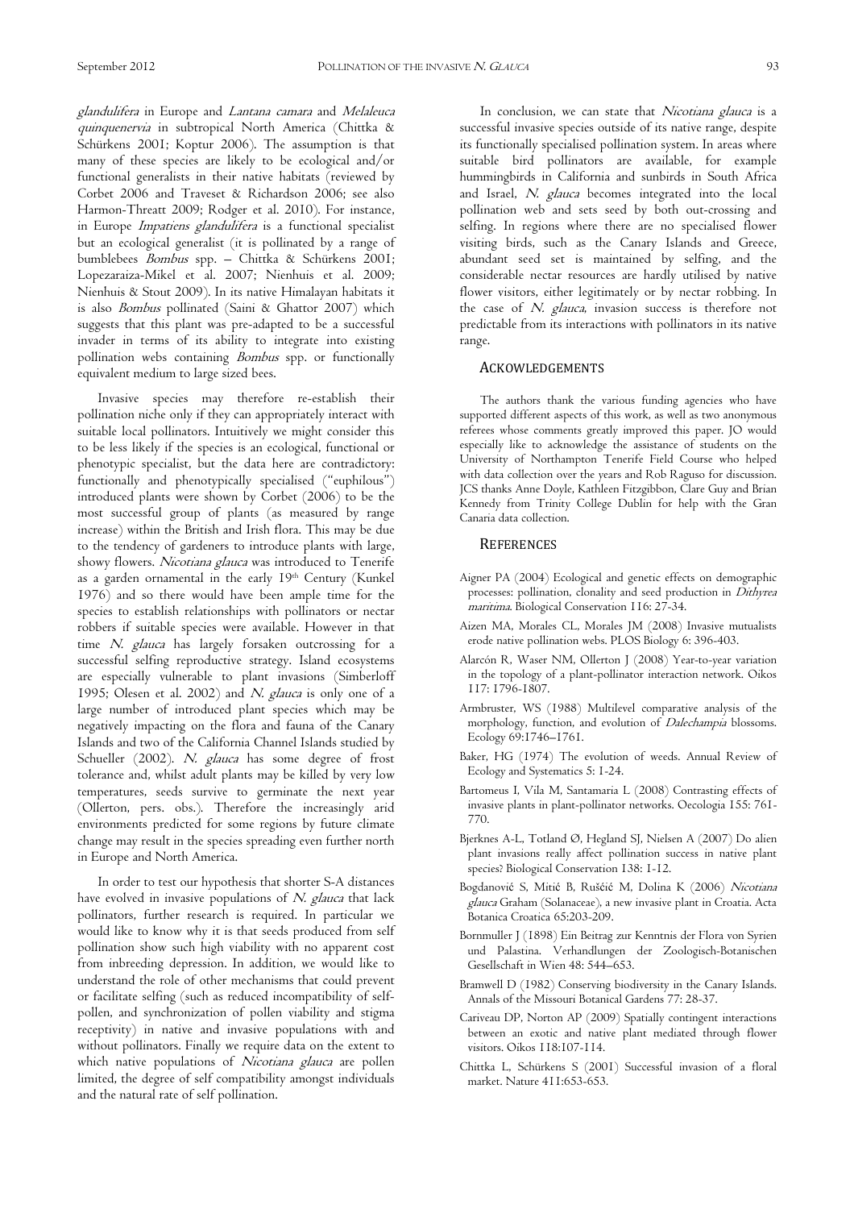*glandulifera* in Europe and *Lantana camara* and *Melaleuca quinquenervia* in subtropical North America (Chittka & Schürkens 2001; Koptur 2006). The assumption is that many of these species are likely to be ecological and/or functional generalists in their native habitats (reviewed by Corbet 2006 and Traveset & Richardson 2006; see also Harmon-Threatt 2009; Rodger et al. 2010). For instance, in Europe *Impatiens glandulifera* is a functional specialist but an ecological generalist (it is pollinated by a range of bumblebees *Bombus* spp. – Chittka & Schürkens 2001; Lopezaraiza-Mikel et al. 2007; Nienhuis et al. 2009; Nienhuis & Stout 2009). In its native Himalayan habitats it is also *Bombus* pollinated (Saini & Ghattor 2007) which suggests that this plant was pre-adapted to be a successful invader in terms of its ability to integrate into existing pollination webs containing *Bombus* spp. or functionally equivalent medium to large sized bees.

Invasive species may therefore re-establish their pollination niche only if they can appropriately interact with suitable local pollinators. Intuitively we might consider this to be less likely if the species is an ecological, functional or phenotypic specialist, but the data here are contradictory: functionally and phenotypically specialised ("euphilous") introduced plants were shown by Corbet (2006) to be the most successful group of plants (as measured by range increase) within the British and Irish flora. This may be due to the tendency of gardeners to introduce plants with large, showy flowers. *Nicotiana glauca* was introduced to Tenerife as a garden ornamental in the early 19th Century (Kunkel 1976) and so there would have been ample time for the species to establish relationships with pollinators or nectar robbers if suitable species were available. However in that time *N. glauca* has largely forsaken outcrossing for a successful selfing reproductive strategy. Island ecosystems are especially vulnerable to plant invasions (Simberloff 1995; Olesen et al. 2002) and *N. glauca* is only one of a large number of introduced plant species which may be negatively impacting on the flora and fauna of the Canary Islands and two of the California Channel Islands studied by Schueller (2002). *N. glauca* has some degree of frost tolerance and, whilst adult plants may be killed by very low temperatures, seeds survive to germinate the next year (Ollerton, pers. obs.). Therefore the increasingly arid environments predicted for some regions by future climate change may result in the species spreading even further north in Europe and North America.

In order to test our hypothesis that shorter S-A distances have evolved in invasive populations of *N. glauca* that lack pollinators, further research is required. In particular we would like to know why it is that seeds produced from self pollination show such high viability with no apparent cost from inbreeding depression. In addition, we would like to understand the role of other mechanisms that could prevent or facilitate selfing (such as reduced incompatibility of self-pollen, and synchronization of pollen viability and stigma receptivity) in native and invasive populations with and without pollinators. Finally we require data on the extent to which native populations of *Nicotiana glauca* are pollen limited, the degree of self compatibility amongst individuals and the natural rate of self pollination.

In conclusion, we can state that *Nicotiana glauca* is a successful invasive species outside of its native range, despite its functionally specialised pollination system. In areas where suitable bird pollinators are available, for example hummingbirds in California and sunbirds in South Africa and Israel, *N. glauca* becomes integrated into the local pollination web and sets seed by both out-crossing and selfing. In regions where there are no specialised flower visiting birds, such as the Canary Islands and Greece, abundant seed set is maintained by selfing, and the considerable nectar resources are hardly utilised by native flower visitors, either legitimately or by nectar robbing. In the case of *N. glauca*, invasion success is therefore not predictable from its interactions with pollinators in its native range.

## ACKOWLEDGEMENTS

The authors thank the various funding agencies who have supported different aspects of this work, as well as two anonymous referees whose comments greatly improved this paper. JO would especially like to acknowledge the assistance of students on the University of Northampton Tenerife Field Course who helped with data collection over the years and Rob Raguso for discussion. JCS thanks Anne Doyle, Kathleen Fitzgibbon, Clare Guy and Brian Kennedy from Trinity College Dublin for help with the Gran Canaria data collection.

## REFERENCES

Aigner PA (2004) Ecological and genetic effects on demographic processes: pollination, clonality and seed production in *Dithyrea maritima*. Biological Conservation 116: 27-34.

Aizen MA, Morales CL, Morales JM (2008) Invasive mutualists erode native pollination webs. PLOS Biology 6: 396-403.

Alarcón R, Waser NM, Ollerton J (2008) Year-to-year variation in the topology of a plant-pollinator interaction network. Oikos 117: 1796-1807.

Armbruster, WS (1988) Multilevel comparative analysis of the morphology, function, and evolution of *Dalechampia* blossoms. Ecology 69:1746–1761.

Baker, HG (1974) The evolution of weeds. Annual Review of Ecology and Systematics 5: 1-24.

Bartomeus I, Vila M, Santamaria L (2008) Contrasting effects of invasive plants in plant-pollinator networks. Oecologia 155: 761-770.

Bjerknes A-L, Totland Ø, Hegland SJ, Nielsen A (2007) Do alien plant invasions really affect pollination success in native plant species? Biological Conservation 138: 1-12.

Bogdanović S, Mitić B, Ruščić M, Dolina K (2006) *Nicotiana glauca* Graham (Solanaceae), a new invasive plant in Croatia. Acta Botanica Croatica 65:203-209.

Bornmuller J (1898) Ein Beitrag zur Kenntnis der Flora von Syrien und Palastina. Verhandlungen der Zoologisch-Botanischen Gesellschaft in Wien 48: 544–653.

Bramwell D (1982) Conserving biodiversity in the Canary Islands. Annals of the Missouri Botanical Gardens 77: 28-37.

Cariveau DP, Norton AP (2009) Spatially contingent interactions between an exotic and native plant mediated through flower visitors. Oikos 118:107-114.

Chittka L, Schürkens S (2001) Successful invasion of a floral market. Nature 411:653-653.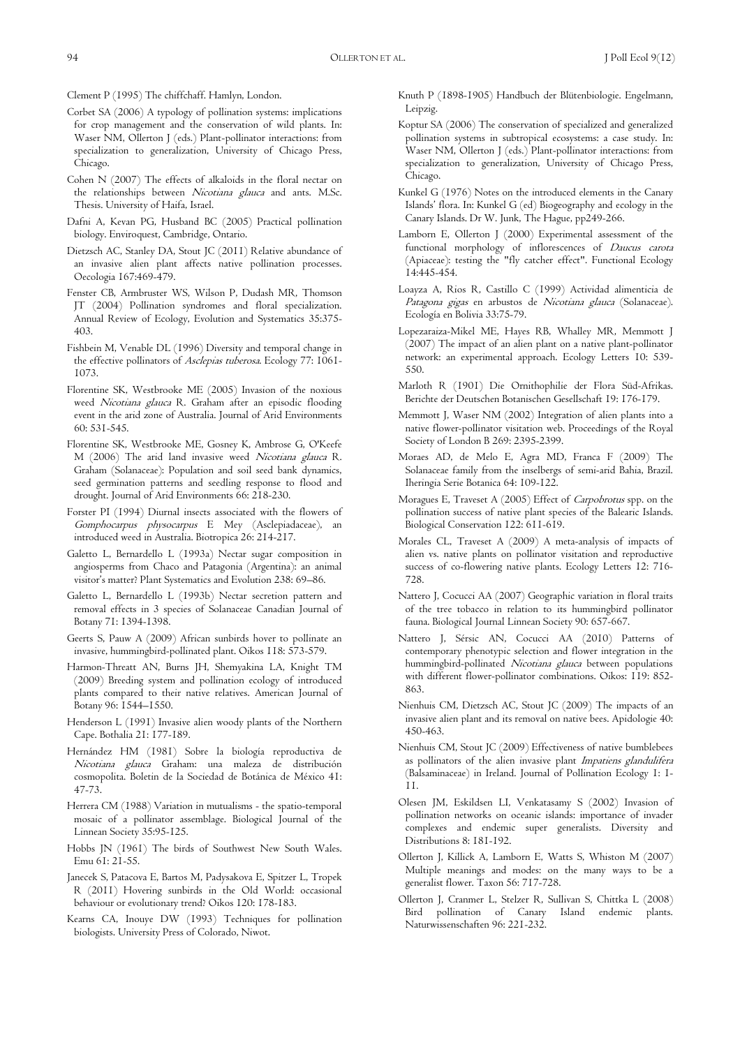Clement P (1995) The chiffchaff. Hamlyn, London.

Corbet SA (2006) A typology of pollination systems: implications for crop management and the conservation of wild plants. In: Waser NM, Ollerton J (eds.) Plant-pollinator interactions: from specialization to generalization, University of Chicago Press, Chicago.

Cohen N (2007) The effects of alkaloids in the floral nectar on the relationships between *Nicotiana glauca* and ants. M.Sc. Thesis. University of Haifa, Israel.

Dafni A, Kevan PG, Husband BC (2005) Practical pollination biology. Enviroquest, Cambridge, Ontario.

Dietzsch AC, Stanley DA, Stout JC (2011) Relative abundance of an invasive alien plant affects native pollination processes. Oecologia 167:469-479.

Fenster CB, Armbruster WS, Wilson P, Dudash MR, Thomson JT (2004) Pollination syndromes and floral specialization. Annual Review of Ecology, Evolution and Systematics 35:375-403.

Fishbein M, Venable DL (1996) Diversity and temporal change in the effective pollinators of *Asclepias tuberosa*. Ecology 77: 1061-1073.

Florentine SK, Westbrooke ME (2005) Invasion of the noxious weed *Nicotiana glauca* R. Graham after an episodic flooding event in the arid zone of Australia. Journal of Arid Environments 60: 531-545.

Florentine SK, Westbrooke ME, Gosney K, Ambrose G, O'Keefe M (2006) The arid land invasive weed *Nicotiana glauca* R. Graham (Solanaceae): Population and soil seed bank dynamics, seed germination patterns and seedling response to flood and drought. Journal of Arid Environments 66: 218-230.

Forster PI (1994) Diurnal insects associated with the flowers of *Gomphocarpus physocarpus* E Mey (Asclepiadaceae), an introduced weed in Australia. Biotropica 26: 214-217.

Galetto L, Bernardello L (1993a) Nectar sugar composition in angiosperms from Chaco and Patagonia (Argentina): an animal visitor's matter? Plant Systematics and Evolution 238: 69–86.

Galetto L, Bernardello L (1993b) Nectar secretion pattern and removal effects in 3 species of Solanaceae Canadian Journal of Botany 71: 1394-1398.

Geerts S, Pauw A (2009) African sunbirds hover to pollinate an invasive, hummingbird-pollinated plant. Oikos 118: 573-579.

Harmon-Threatt AN, Burns JH, Shemyakina LA, Knight TM (2009) Breeding system and pollination ecology of introduced plants compared to their native relatives. American Journal of Botany 96: 1544–1550.

Henderson L (1991) Invasive alien woody plants of the Northern Cape. Bothalia 21: 177-189.

Hernández HM (1981) Sobre la biología reproductiva de *Nicotiana glauca* Graham: una maleza de distribución cosmopolita. Boletin de la Sociedad de Botánica de México 41: 47-73.

Herrera CM (1988) Variation in mutualisms - the spatio-temporal mosaic of a pollinator assemblage. Biological Journal of the Linnean Society 35:95-125.

Hobbs JN (1961) The birds of Southwest New South Wales. Emu 61: 21-55.

Janecek S, Patacova E, Bartos M, Padysakova E, Spitzer L, Tropek R (2011) Hovering sunbirds in the Old World: occasional behaviour or evolutionary trend? Oikos 120: 178-183.

Kearns CA, Inouye DW (1993) Techniques for pollination biologists. University Press of Colorado, Niwot.

Knuth P (1898-1905) Handbuch der Blütenbiologie. Engelmann, Leipzig.

Koptur SA (2006) The conservation of specialized and generalized pollination systems in subtropical ecosystems: a case study. In: Waser NM, Ollerton J (eds.) Plant-pollinator interactions: from specialization to generalization, University of Chicago Press, Chicago.

Kunkel G (1976) Notes on the introduced elements in the Canary Islands' flora. In: Kunkel G (ed) Biogeography and ecology in the Canary Islands. Dr W. Junk, The Hague, pp249-266.

Lamborn E, Ollerton J (2000) Experimental assessment of the functional morphology of inflorescences of *Daucus carota* (Apiaceae): testing the "fly catcher effect". Functional Ecology 14:445-454.

Loayza A, Rios R, Castillo C (1999) Actividad alimenticia de *Patagona gigas* en arbustos de *Nicotiana glauca* (Solanaceae). Ecología en Bolivia 33:75-79.

Lopezaraiza-Mikel ME, Hayes RB, Whalley MR, Memmott J (2007) The impact of an alien plant on a native plant-pollinator network: an experimental approach. Ecology Letters 10: 539-550.

Marloth R (1901) Die Ornithophilie der Flora Süd-Afrikas. Berichte der Deutschen Botanischen Gesellschaft 19: 176-179.

Memmott J, Waser NM (2002) Integration of alien plants into a native flower-pollinator visitation web. Proceedings of the Royal Society of London B 269: 2395-2399.

Moraes AD, de Melo E, Agra MD, Franca F (2009) The Solanaceae family from the inselbergs of semi-arid Bahia, Brazil. Iheringia Serie Botanica 64: 109-122.

Moragues E, Traveset A (2005) Effect of *Carpobrotus* spp. on the pollination success of native plant species of the Balearic Islands. Biological Conservation 122: 611-619.

Morales CL, Traveset A (2009) A meta-analysis of impacts of alien vs. native plants on pollinator visitation and reproductive success of co-flowering native plants. Ecology Letters 12: 716-728.

Nattero J, Cocucci AA (2007) Geographic variation in floral traits of the tree tobacco in relation to its hummingbird pollinator fauna. Biological Journal Linnean Society 90: 657-667.

Nattero J, Sérsic AN, Cocucci AA (2010) Patterns of contemporary phenotypic selection and flower integration in the hummingbird-pollinated *Nicotiana glauca* between populations with different flower-pollinator combinations. Oikos: 119: 852-863.

Nienhuis CM, Dietzsch AC, Stout JC (2009) The impacts of an invasive alien plant and its removal on native bees. Apidologie 40: 450-463.

Nienhuis CM, Stout JC (2009) Effectiveness of native bumblebees as pollinators of the alien invasive plant *Impatiens glandulifera* (Balsaminaceae) in Ireland. Journal of Pollination Ecology 1: 1-11.

Olesen JM, Eskildsen LI, Venkatasamy S (2002) Invasion of pollination networks on oceanic islands: importance of invader complexes and endemic super generalists. Diversity and Distributions 8: 181-192.

Ollerton J, Killick A, Lamborn E, Watts S, Whiston M (2007) Multiple meanings and modes: on the many ways to be a generalist flower. Taxon 56: 717-728.

Ollerton J, Cranmer L, Stelzer R, Sullivan S, Chittka L (2008) Bird pollination of Canary Island endemic plants. Naturwissenschaften 96: 221-232.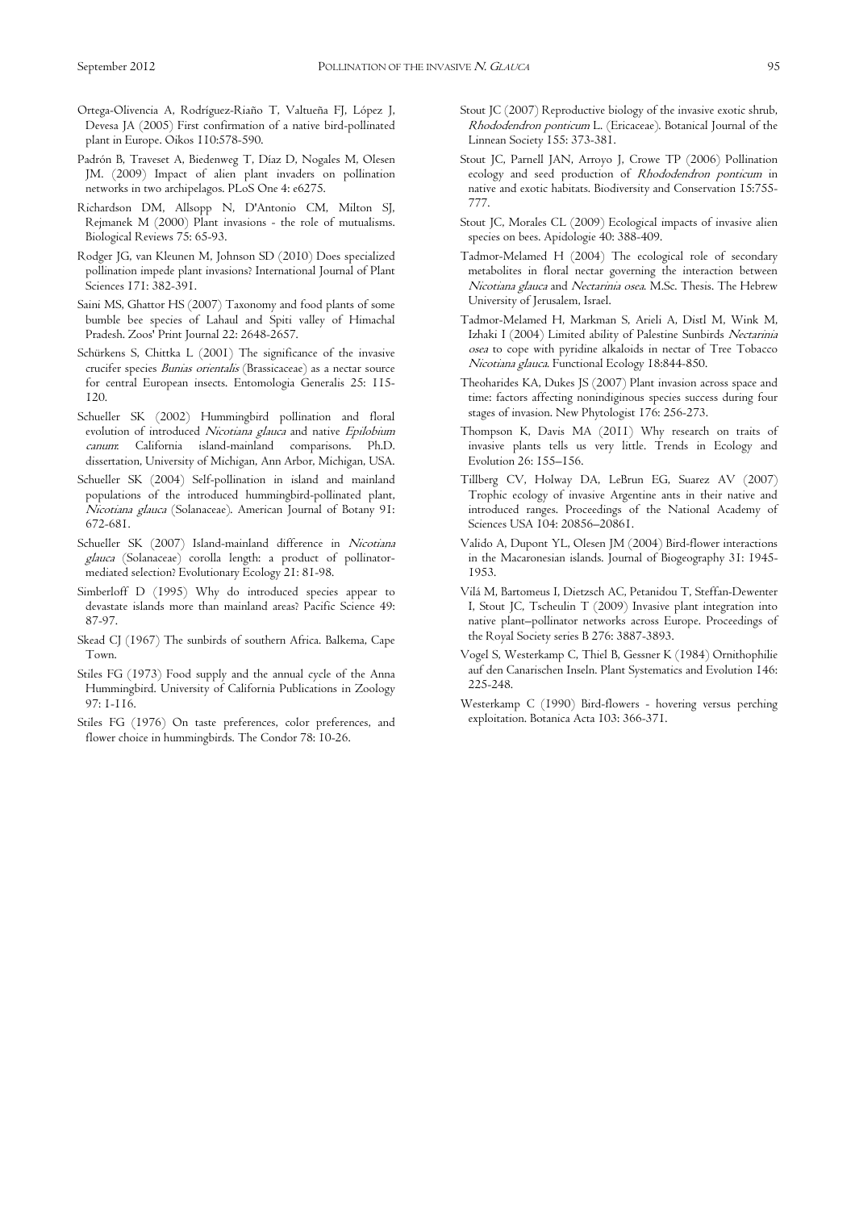Ortega-Olivencia A, Rodríguez-Riaño T, Valtueña FJ, López J, Devesa JA (2005) First confirmation of a native bird-pollinated plant in Europe. Oikos 110:578-590.

Padrón B, Traveset A, Biedenweg T, Díaz D, Nogales M, Olesen JM. (2009) Impact of alien plant invaders on pollination networks in two archipelagos. PLoS One 4: e6275.

Richardson DM, Allsopp N, D'Antonio CM, Milton SJ, Rejmanek M (2000) Plant invasions - the role of mutualisms. Biological Reviews 75: 65-93.

Rodger JG, van Kleunen M, Johnson SD (2010) Does specialized pollination impede plant invasions? International Journal of Plant Sciences 171: 382-391.

Saini MS, Ghattor HS (2007) Taxonomy and food plants of some bumble bee species of Lahaul and Spiti valley of Himachal Pradesh. Zoos' Print Journal 22: 2648-2657.

Schürkens S, Chittka L (2001) The significance of the invasive crucifer species *Bunias orientalis* (Brassicaceae) as a nectar source for central European insects. Entomologia Generalis 25: 115-120.

Schueller SK (2002) Hummingbird pollination and floral evolution of introduced *Nicotiana glauca* and native *Epilobium canum*: California island-mainland comparisons. Ph.D. dissertation, University of Michigan, Ann Arbor, Michigan, USA.

Schueller SK (2004) Self-pollination in island and mainland populations of the introduced hummingbird-pollinated plant, *Nicotiana glauca* (Solanaceae). American Journal of Botany 91: 672-681.

Schueller SK (2007) Island-mainland difference in *Nicotiana glauca* (Solanaceae) corolla length: a product of pollinator-mediated selection? Evolutionary Ecology 21: 81-98.

Simberloff D (1995) Why do introduced species appear to devastate islands more than mainland areas? Pacific Science 49: 87-97.

Skead CJ (1967) The sunbirds of southern Africa. Balkema, Cape Town.

Stiles FG (1973) Food supply and the annual cycle of the Anna Hummingbird. University of California Publications in Zoology 97: 1-116.

Stiles FG (1976) On taste preferences, color preferences, and flower choice in hummingbirds. The Condor 78: 10-26.

Stout JC (2007) Reproductive biology of the invasive exotic shrub, *Rhododendron ponticum* L. (Ericaceae). Botanical Journal of the Linnean Society 155: 373-381.

Stout JC, Parnell JAN, Arroyo J, Crowe TP (2006) Pollination ecology and seed production of *Rhododendron ponticum* in native and exotic habitats. Biodiversity and Conservation 15:755-777.

Stout JC, Morales CL (2009) Ecological impacts of invasive alien species on bees. Apidologie 40: 388-409.

Tadmor-Melamed H (2004) The ecological role of secondary metabolites in floral nectar governing the interaction between *Nicotiana glauca* and *Nectarinia osea*. M.Sc. Thesis. The Hebrew University of Jerusalem, Israel.

Tadmor-Melamed H, Markman S, Arieli A, Distl M, Wink M, Izhaki I (2004) Limited ability of Palestine Sunbirds *Nectarinia osea* to cope with pyridine alkaloids in nectar of Tree Tobacco *Nicotiana glauca*. Functional Ecology 18:844-850.

Theoharides KA, Dukes JS (2007) Plant invasion across space and time: factors affecting nonindiginous species success during four stages of invasion. New Phytologist 176: 256-273.

Thompson K, Davis MA (2011) Why research on traits of invasive plants tells us very little. Trends in Ecology and Evolution 26: 155–156.

Tillberg CV, Holway DA, LeBrun EG, Suarez AV (2007) Trophic ecology of invasive Argentine ants in their native and introduced ranges. Proceedings of the National Academy of Sciences USA 104: 20856–20861.

Valido A, Dupont YL, Olesen JM (2004) Bird-flower interactions in the Macaronesian islands. Journal of Biogeography 31: 1945-1953.

Vilá M, Bartomeus I, Dietzsch AC, Petanidou T, Steffan-Dewenter I, Stout JC, Tscheulin T (2009) Invasive plant integration into native plant–pollinator networks across Europe. Proceedings of the Royal Society series B 276: 3887-3893.

Vogel S, Westerkamp C, Thiel B, Gessner K (1984) Ornithophilie auf den Canarischen Inseln. Plant Systematics and Evolution 146: 225-248.

Westerkamp C (1990) Bird-flowers - hovering versus perching exploitation. Botanica Acta 103: 366-371.